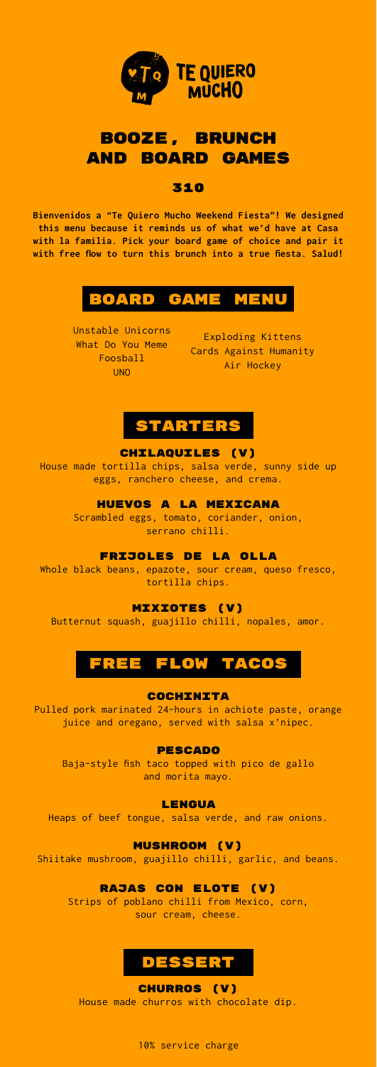TE QUIERO MUCHO

# BOOZE, BRUNCH AND BOARD GAMES

## 310

**Bienvenidos a "Te Quiero Mucho Weekend Fiesta"! We designed this menu because it reminds us of what we'd have at Casa with la familia. Pick your board game of choice and pair it with free flow to turn this brunch into a true fiesta. Salud!**

## BOARD GAME MENU

Unstable Unicorns
What Do You Meme
Foosball
UNO
Exploding Kittens
Cards Against Humanity
Air Hockey

## STARTERS

### CHILAQUILES (V)

House made tortilla chips, salsa verde, sunny side up eggs, ranchero cheese, and crema.

### HUEVOS A LA MEXICANA

Scrambled eggs, tomato, coriander, onion, serrano chilli.

### FRIJOLES DE LA OLLA

Whole black beans, epazote, sour cream, queso fresco, tortilla chips.

### MIXIOTES (V)

Butternut squash, guajillo chilli, nopales, amor.

## FREE FLOW TACOS

### COCHINITA

Pulled pork marinated 24-hours in achiote paste, orange juice and oregano, served with salsa x'nipec.

### PESCADO

Baja-style fish taco topped with pico de gallo and morita mayo.

### LENGUA

Heaps of beef tongue, salsa verde, and raw onions.

### MUSHROOM (V)

Shiitake mushroom, guajillo chilli, garlic, and beans.

### RAJAS CON ELOTE (V)

Strips of poblano chilli from Mexico, corn, sour cream, cheese.

## DESSERT

### CHURROS (V)

House made churros with chocolate dip.

10% service charge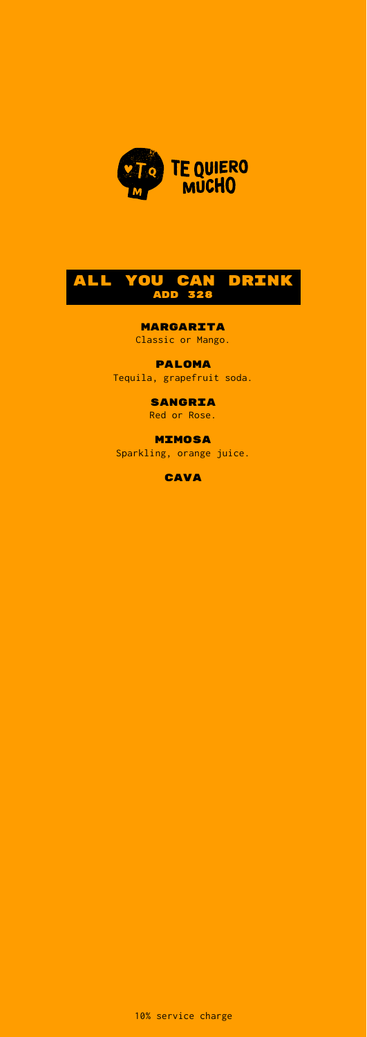TE QUIERO MUCHO

# ALL YOU CAN DRINK
## ADD 328

### MARGARITA
Classic or Mango.

### PALOMA
Tequila, grapefruit soda.

### SANGRIA
Red or Rose.

### MIMOSA
Sparkling, orange juice.

### CAVA

10% service charge